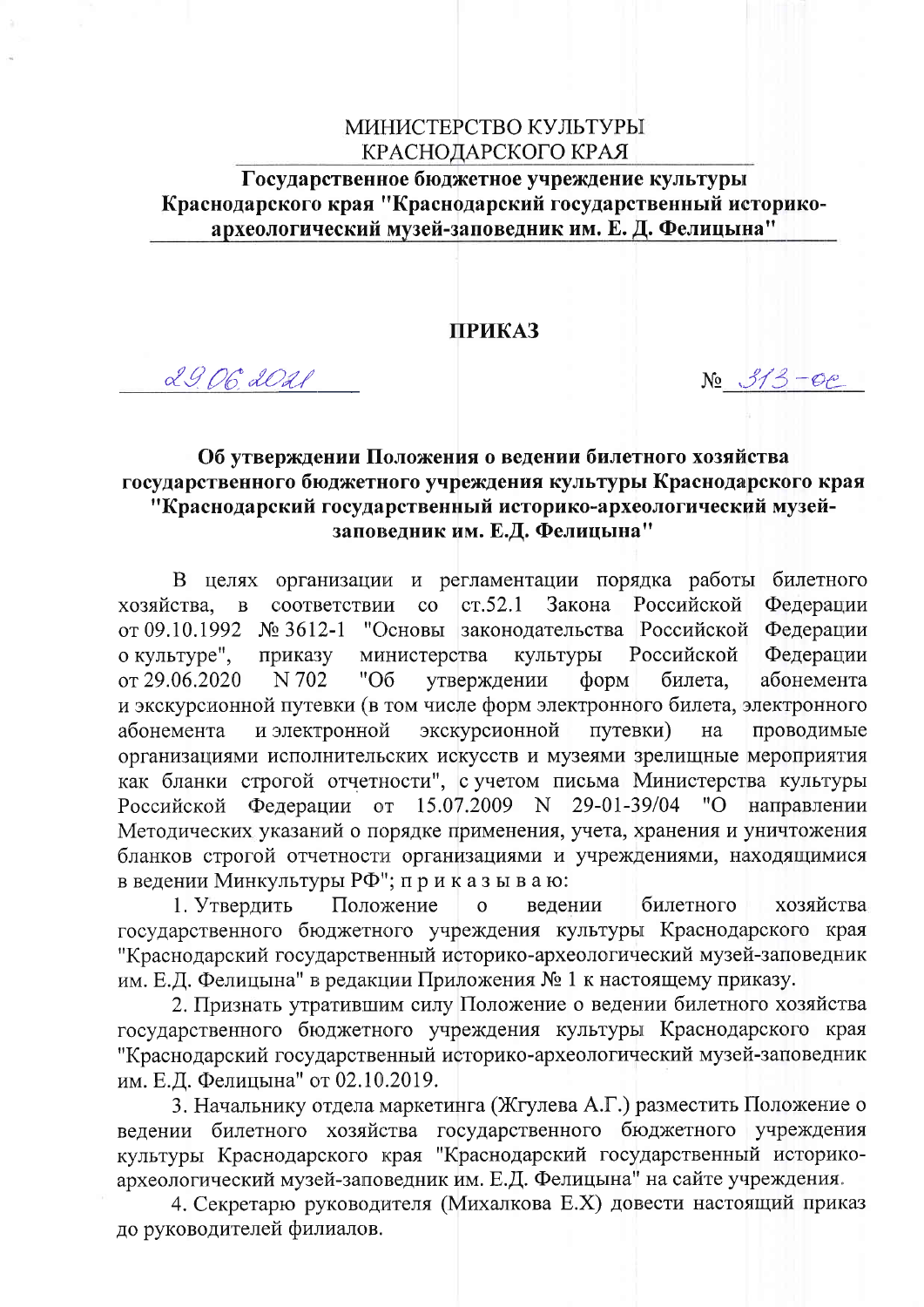МИНИСТЕРСТВО КУЛЬТУРЫ
КРАСНОДАРСКОГО КРАЯ

**Государственное бюджетное учреждение культуры Краснодарского края "Краснодарский государственный историко-археологический музей-заповедник им. Е. Д. Фелицына"**

# ПРИКАЗ

29.06.2021 № 313-ос

## Об утверждении Положения о ведении билетного хозяйства государственного бюджетного учреждения культуры Краснодарского края "Краснодарский государственный историко-археологический музей-заповедник им. Е.Д. Фелицына"

В целях организации и регламентации порядка работы билетного хозяйства, в соответствии со ст.52.1 Закона Российской Федерации от 09.10.1992 № 3612-1 "Основы законодательства Российской Федерации о культуре", приказу министерства культуры Российской Федерации от 29.06.2020 N 702 "Об утверждении форм билета, абонемента и экскурсионной путевки (в том числе форм электронного билета, электронного абонемента и электронной экскурсионной путевки) на проводимые организациями исполнительских искусств и музеями зрелищные мероприятия как бланки строгой отчетности", с учетом письма Министерства культуры Российской Федерации от 15.07.2009 N 29-01-39/04 "О направлении Методических указаний о порядке применения, учета, хранения и уничтожения бланков строгой отчетности организациями и учреждениями, находящимися в ведении Минкультуры РФ"; п р и к а з ы в а ю:

1. Утвердить Положение о ведении билетного хозяйства государственного бюджетного учреждения культуры Краснодарского края "Краснодарский государственный историко-археологический музей-заповедник им. Е.Д. Фелицына" в редакции Приложения № 1 к настоящему приказу.

2. Признать утратившим силу Положение о ведении билетного хозяйства государственного бюджетного учреждения культуры Краснодарского края "Краснодарский государственный историко-археологический музей-заповедник им. Е.Д. Фелицына" от 02.10.2019.

3. Начальнику отдела маркетинга (Жгулева А.Г.) разместить Положение о ведении билетного хозяйства государственного бюджетного учреждения культуры Краснодарского края "Краснодарский государственный историко-археологический музей-заповедник им. Е.Д. Фелицына" на сайте учреждения.

4. Секретарю руководителя (Михалкова Е.Х) довести настоящий приказ до руководителей филиалов.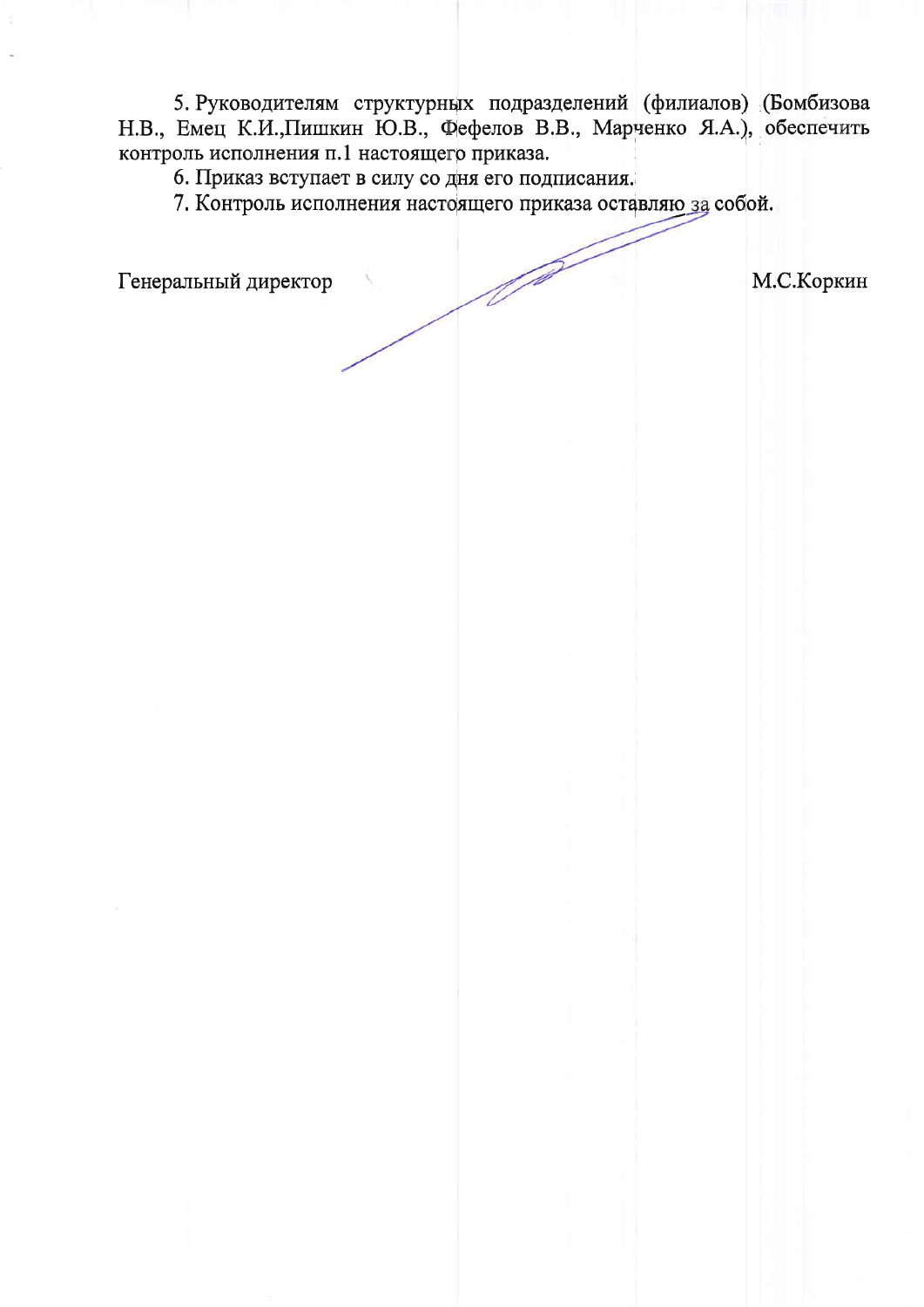5. Руководителям структурных подразделений (филиалов) (Бомбизова Н.В., Емец К.И.,Пишкин Ю.В., Фефелов В.В., Марченко Я.А.), обеспечить контроль исполнения п.1 настоящего приказа.

6. Приказ вступает в силу со дня его подписания.

7. Контроль исполнения настоящего приказа оставляю за собой.

Генеральный директор М.С.Коркин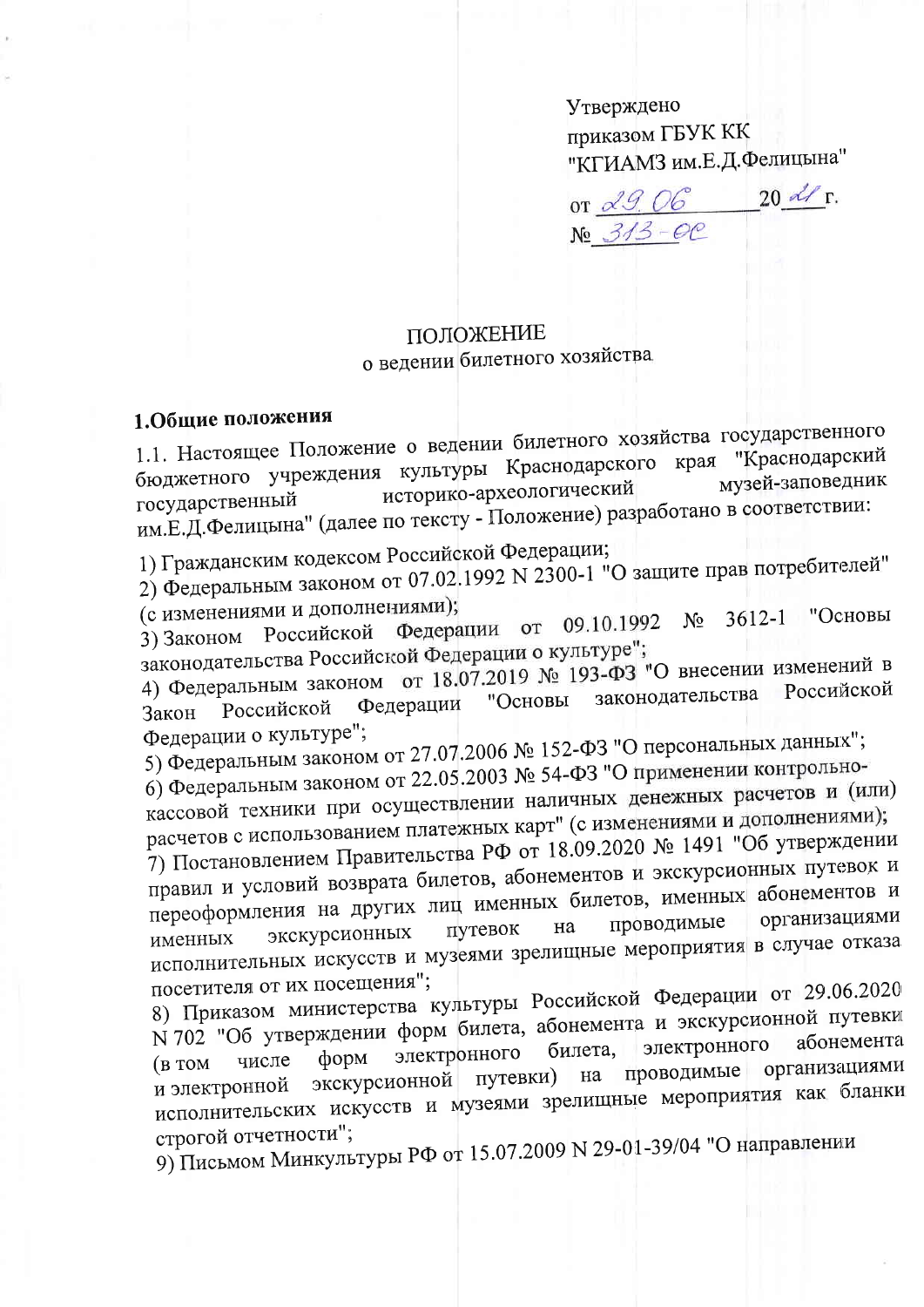Утверждено
приказом ГБУК КК
"КГИАМЗ им.Е.Д.Фелицына"
от 29.06 20 21 г.
№ 313-ОС

# ПОЛОЖЕНИЕ
## о ведении билетного хозяйства

**1.Общие положения**

1.1. Настоящее Положение о ведении билетного хозяйства государственного бюджетного учреждения культуры Краснодарского края "Краснодарский государственный историко-археологический музей-заповедник им.Е.Д.Фелицына" (далее по тексту - Положение) разработано в соответствии:

1) Гражданским кодексом Российской Федерации;
2) Федеральным законом от 07.02.1992 N 2300-1 "О защите прав потребителей" (с изменениями и дополнениями);
3) Законом Российской Федерации от 09.10.1992 № 3612-1 "Основы законодательства Российской Федерации о культуре";
4) Федеральным законом от 18.07.2019 № 193-ФЗ "О внесении изменений в Закон Российской Федерации "Основы законодательства Российской Федерации о культуре";
5) Федеральным законом от 27.07.2006 № 152-ФЗ "О персональных данных";
6) Федеральным законом от 22.05.2003 № 54-ФЗ "О применении контрольно-кассовой техники при осуществлении наличных денежных расчетов и (или) расчетов с использованием платежных карт" (с изменениями и дополнениями);
7) Постановлением Правительства РФ от 18.09.2020 № 1491 "Об утверждении правил и условий возврата билетов, абонементов и экскурсионных путевок и переоформления на других лиц именных билетов, именных абонементов и именных экскурсионных путевок на проводимые организациями исполнительных искусств и музеями зрелищные мероприятия в случае отказа посетителя от их посещения";
8) Приказом министерства культуры Российской Федерации от 29.06.2020 N 702 "Об утверждении форм билета, абонемента и экскурсионной путевки (в том числе форм электронного билета, электронного абонемента и электронной экскурсионной путевки) на проводимые организациями исполнительских искусств и музеями зрелищные мероприятия как бланки строгой отчетности";
9) Письмом Минкультуры РФ от 15.07.2009 N 29-01-39/04 "О направлении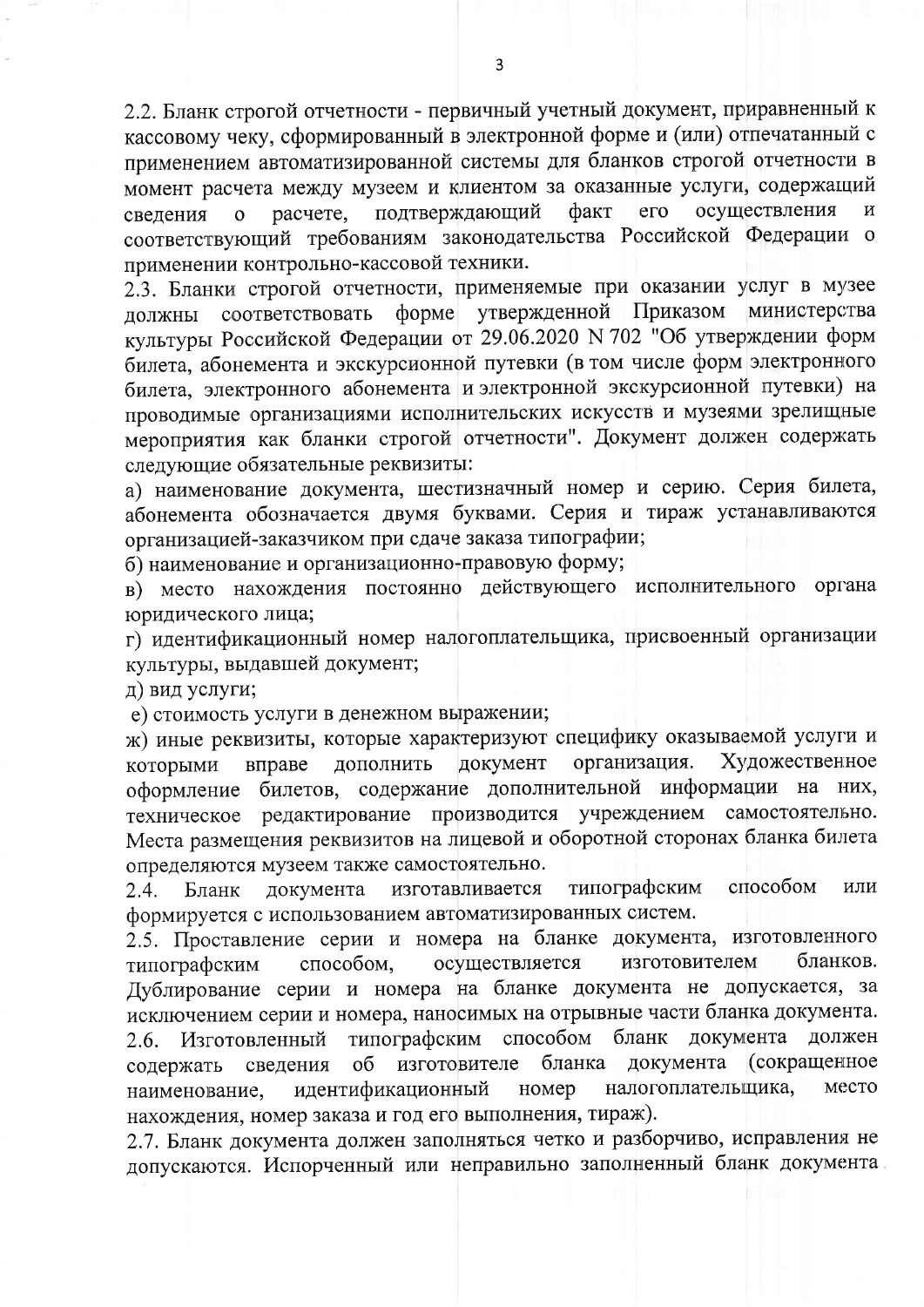2.2. Бланк строгой отчетности - первичный учетный документ, приравненный к кассовому чеку, сформированный в электронной форме и (или) отпечатанный с применением автоматизированной системы для бланков строгой отчетности в момент расчета между музеем и клиентом за оказанные услуги, содержащий сведения о расчете, подтверждающий факт его осуществления и соответствующий требованиям законодательства Российской Федерации о применении контрольно-кассовой техники.

2.3. Бланки строгой отчетности, применяемые при оказании услуг в музее должны соответствовать форме утвержденной Приказом министерства культуры Российской Федерации от 29.06.2020 N 702 "Об утверждении форм билета, абонемента и экскурсионной путевки (в том числе форм электронного билета, электронного абонемента и электронной экскурсионной путевки) на проводимые организациями исполнительских искусств и музеями зрелищные мероприятия как бланки строгой отчетности". Документ должен содержать следующие обязательные реквизиты:

а) наименование документа, шестизначный номер и серию. Серия билета, абонемента обозначается двумя буквами. Серия и тираж устанавливаются организацией-заказчиком при сдаче заказа типографии;

б) наименование и организационно-правовую форму;

в) место нахождения постоянно действующего исполнительного органа юридического лица;

г) идентификационный номер налогоплательщика, присвоенный организации культуры, выдавшей документ;

д) вид услуги;

е) стоимость услуги в денежном выражении;

ж) иные реквизиты, которые характеризуют специфику оказываемой услуги и которыми вправе дополнить документ организация. Художественное оформление билетов, содержание дополнительной информации на них, техническое редактирование производится учреждением самостоятельно. Места размещения реквизитов на лицевой и оборотной сторонах бланка билета определяются музеем также самостоятельно.

2.4. Бланк документа изготавливается типографским способом или формируется с использованием автоматизированных систем.

2.5. Проставление серии и номера на бланке документа, изготовленного типографским способом, осуществляется изготовителем бланков. Дублирование серии и номера на бланке документа не допускается, за исключением серии и номера, наносимых на отрывные части бланка документа.

2.6. Изготовленный типографским способом бланк документа должен содержать сведения об изготовителе бланка документа (сокращенное наименование, идентификационный номер налогоплательщика, место нахождения, номер заказа и год его выполнения, тираж).

2.7. Бланк документа должен заполняться четко и разборчиво, исправления не допускаются. Испорченный или неправильно заполненный бланк документа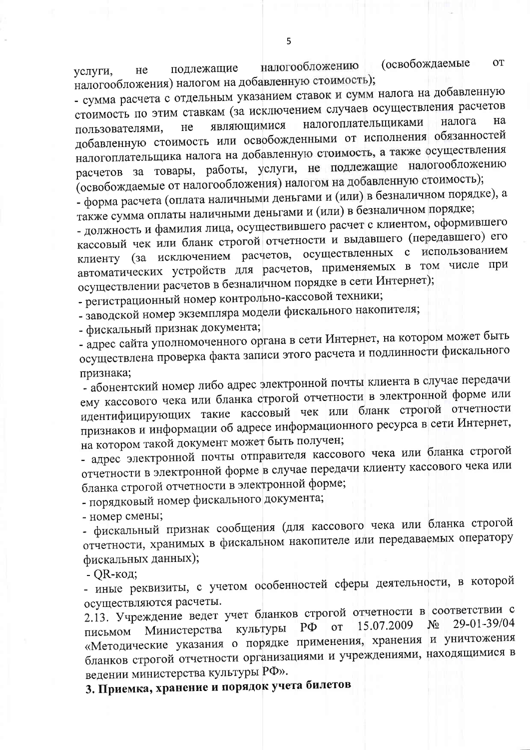услуги, не подлежащие налогообложению (освобождаемые от налогообложения) налогом на добавленную стоимость);

- сумма расчета с отдельным указанием ставок и сумм налога на добавленную стоимость по этим ставкам (за исключением случаев осуществления расчетов пользователями, не являющимися налогоплательщиками налога на добавленную стоимость или освобожденными от исполнения обязанностей налогоплательщика налога на добавленную стоимость, а также осуществления расчетов за товары, работы, услуги, не подлежащие налогообложению (освобождаемые от налогообложения) налогом на добавленную стоимость);
- форма расчета (оплата наличными деньгами и (или) в безналичном порядке), а также сумма оплаты наличными деньгами и (или) в безналичном порядке;
- должность и фамилия лица, осуществившего расчет с клиентом, оформившего кассовый чек или бланк строгой отчетности и выдавшего (передавшего) его клиенту (за исключением расчетов, осуществленных с использованием автоматических устройств для расчетов, применяемых в том числе при осуществлении расчетов в безналичном порядке в сети Интернет);
- регистрационный номер контрольно-кассовой техники;
- заводской номер экземпляра модели фискального накопителя;
- фискальный признак документа;
- адрес сайта уполномоченного органа в сети Интернет, на котором может быть осуществлена проверка факта записи этого расчета и подлинности фискального признака;
- абонентский номер либо адрес электронной почты клиента в случае передачи ему кассового чека или бланка строгой отчетности в электронной форме или идентифицирующих такие кассовый чек или бланк строгой отчетности признаков и информации об адресе информационного ресурса в сети Интернет, на котором такой документ может быть получен;
- адрес электронной почты отправителя кассового чека или бланка строгой отчетности в электронной форме в случае передачи клиенту кассового чека или бланка строгой отчетности в электронной форме;
- порядковый номер фискального документа;
- номер смены;
- фискальный признак сообщения (для кассового чека или бланка строгой отчетности, хранимых в фискальном накопителе или передаваемых оператору фискальных данных);
- QR-код;
- иные реквизиты, с учетом особенностей сферы деятельности, в которой осуществляются расчеты.

2.13. Учреждение ведет учет бланков строгой отчетности в соответствии с письмом Министерства культуры РФ от 15.07.2009 № 29-01-39/04 «Методические указания о порядке применения, хранения и уничтожения бланков строгой отчетности организациями и учреждениями, находящимися в ведении министерства культуры РФ».

## 3. Приемка, хранение и порядок учета билетов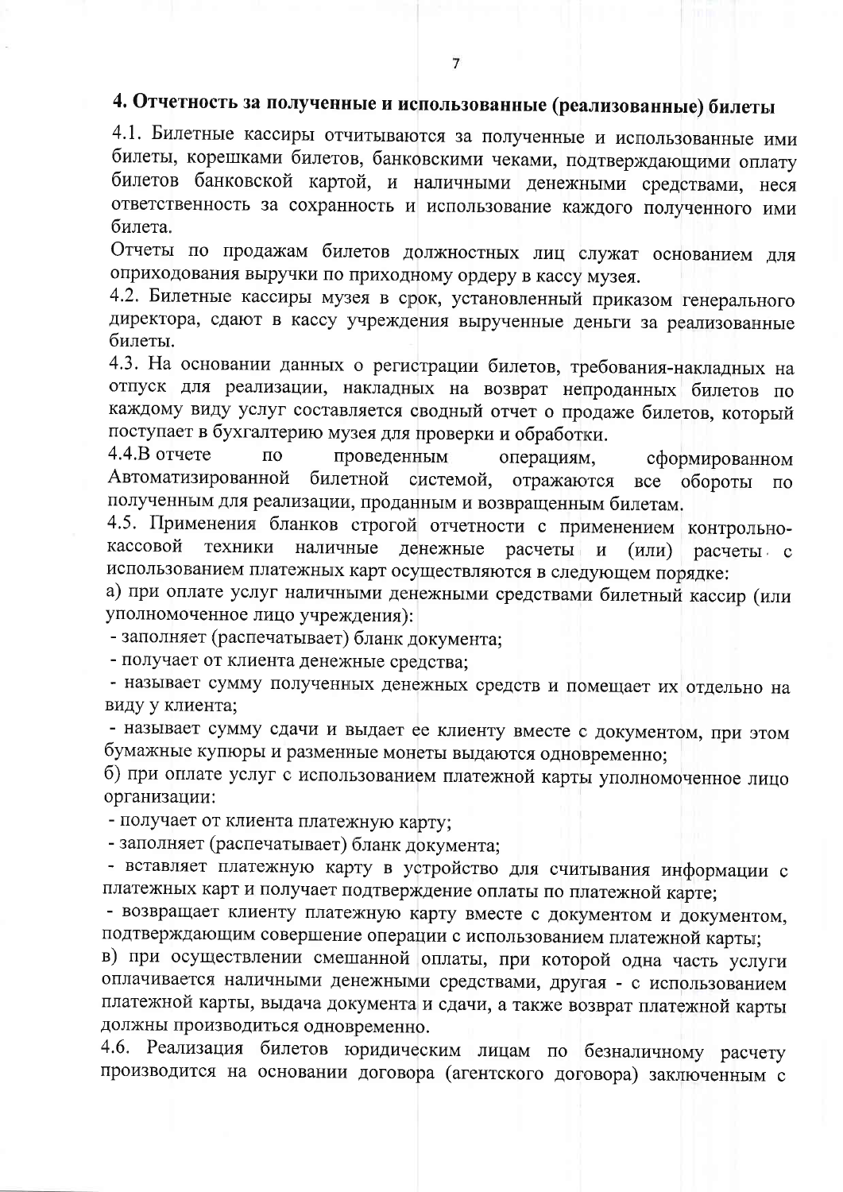## 4. Отчетность за полученные и использованные (реализованные) билеты

4.1. Билетные кассиры отчитываются за полученные и использованные ими билеты, корешками билетов, банковскими чеками, подтверждающими оплату билетов банковской картой, и наличными денежными средствами, неся ответственность за сохранность и использование каждого полученного ими билета.

Отчеты по продажам билетов должностных лиц служат основанием для оприходования выручки по приходному ордеру в кассу музея.

4.2. Билетные кассиры музея в срок, установленный приказом генерального директора, сдают в кассу учреждения вырученные деньги за реализованные билеты.

4.3. На основании данных о регистрации билетов, требования-накладных на отпуск для реализации, накладных на возврат непроданных билетов по каждому виду услуг составляется сводный отчет о продаже билетов, который поступает в бухгалтерию музея для проверки и обработки.

4.4.В отчете по проведенным операциям, сформированном Автоматизированной билетной системой, отражаются все обороты по полученным для реализации, проданным и возвращенным билетам.

4.5. Применения бланков строгой отчетности с применением контрольно-кассовой техники наличные денежные расчеты и (или) расчеты с использованием платежных карт осуществляются в следующем порядке:

а) при оплате услуг наличными денежными средствами билетный кассир (или уполномоченное лицо учреждения):

- заполняет (распечатывает) бланк документа;
- получает от клиента денежные средства;
- называет сумму полученных денежных средств и помещает их отдельно на виду у клиента;
- называет сумму сдачи и выдает ее клиенту вместе с документом, при этом бумажные купюры и разменные монеты выдаются одновременно;

б) при оплате услуг с использованием платежной карты уполномоченное лицо организации:

- получает от клиента платежную карту;
- заполняет (распечатывает) бланк документа;
- вставляет платежную карту в устройство для считывания информации с платежных карт и получает подтверждение оплаты по платежной карте;
- возвращает клиенту платежную карту вместе с документом и документом, подтверждающим совершение операции с использованием платежной карты;

в) при осуществлении смешанной оплаты, при которой одна часть услуги оплачивается наличными денежными средствами, другая - с использованием платежной карты, выдача документа и сдачи, а также возврат платежной карты должны производиться одновременно.

4.6. Реализация билетов юридическим лицам по безналичному расчету производится на основании договора (агентского договора) заключенным с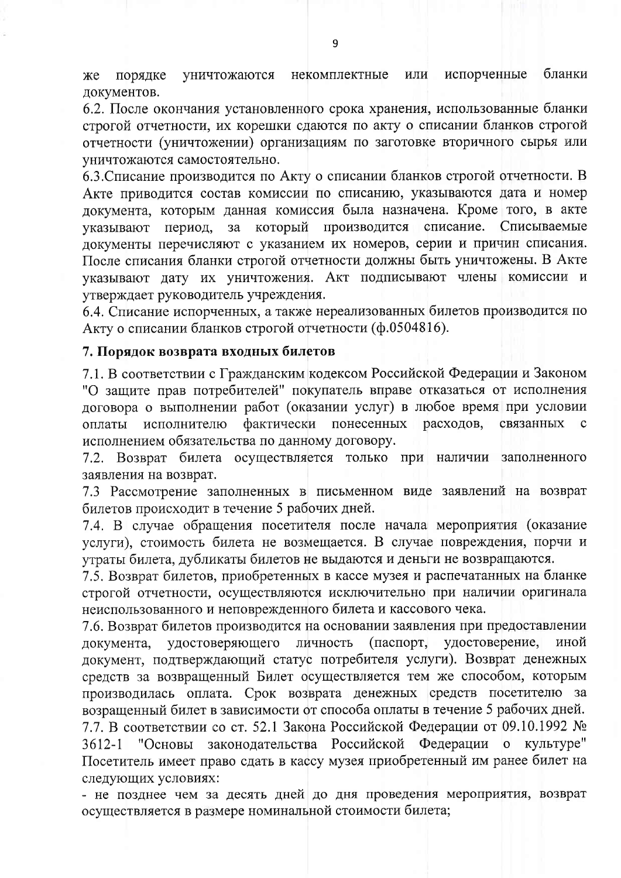же порядке уничтожаются некомплектные или испорченные бланки документов.

6.2. После окончания установленного срока хранения, использованные бланки строгой отчетности, их корешки сдаются по акту о списании бланков строгой отчетности (уничтожении) организациям по заготовке вторичного сырья или уничтожаются самостоятельно.

6.3.Списание производится по Акту о списании бланков строгой отчетности. В Акте приводится состав комиссии по списанию, указываются дата и номер документа, которым данная комиссия была назначена. Кроме того, в акте указывают период, за который производится списание. Списываемые документы перечисляют с указанием их номеров, серии и причин списания. После списания бланки строгой отчетности должны быть уничтожены. В Акте указывают дату их уничтожения. Акт подписывают члены комиссии и утверждает руководитель учреждения.

6.4. Списание испорченных, а также нереализованных билетов производится по Акту о списании бланков строгой отчетности (ф.0504816).

**7. Порядок возврата входных билетов**

7.1. В соответствии с Гражданским кодексом Российской Федерации и Законом "О защите прав потребителей" покупатель вправе отказаться от исполнения договора о выполнении работ (оказании услуг) в любое время при условии оплаты исполнителю фактически понесенных расходов, связанных с исполнением обязательства по данному договору.

7.2. Возврат билета осуществляется только при наличии заполненного заявления на возврат.

7.3 Рассмотрение заполненных в письменном виде заявлений на возврат билетов происходит в течение 5 рабочих дней.

7.4. В случае обращения посетителя после начала мероприятия (оказание услуги), стоимость билета не возмещается. В случае повреждения, порчи и утраты билета, дубликаты билетов не выдаются и деньги не возвращаются.

7.5. Возврат билетов, приобретенных в кассе музея и распечатанных на бланке строгой отчетности, осуществляются исключительно при наличии оригинала неиспользованного и неповрежденного билета и кассового чека.

7.6. Возврат билетов производится на основании заявления при предоставлении документа, удостоверяющего личность (паспорт, удостоверение, иной документ, подтверждающий статус потребителя услуги). Возврат денежных средств за возвращенный Билет осуществляется тем же способом, которым производилась оплата. Срок возврата денежных средств посетителю за возращенный билет в зависимости от способа оплаты в течение 5 рабочих дней.

7.7. В соответствии со ст. 52.1 Закона Российской Федерации от 09.10.1992 № 3612-1 "Основы законодательства Российской Федерации о культуре" Посетитель имеет право сдать в кассу музея приобретенный им ранее билет на следующих условиях:

- не позднее чем за десять дней до дня проведения мероприятия, возврат осуществляется в размере номинальной стоимости билета;